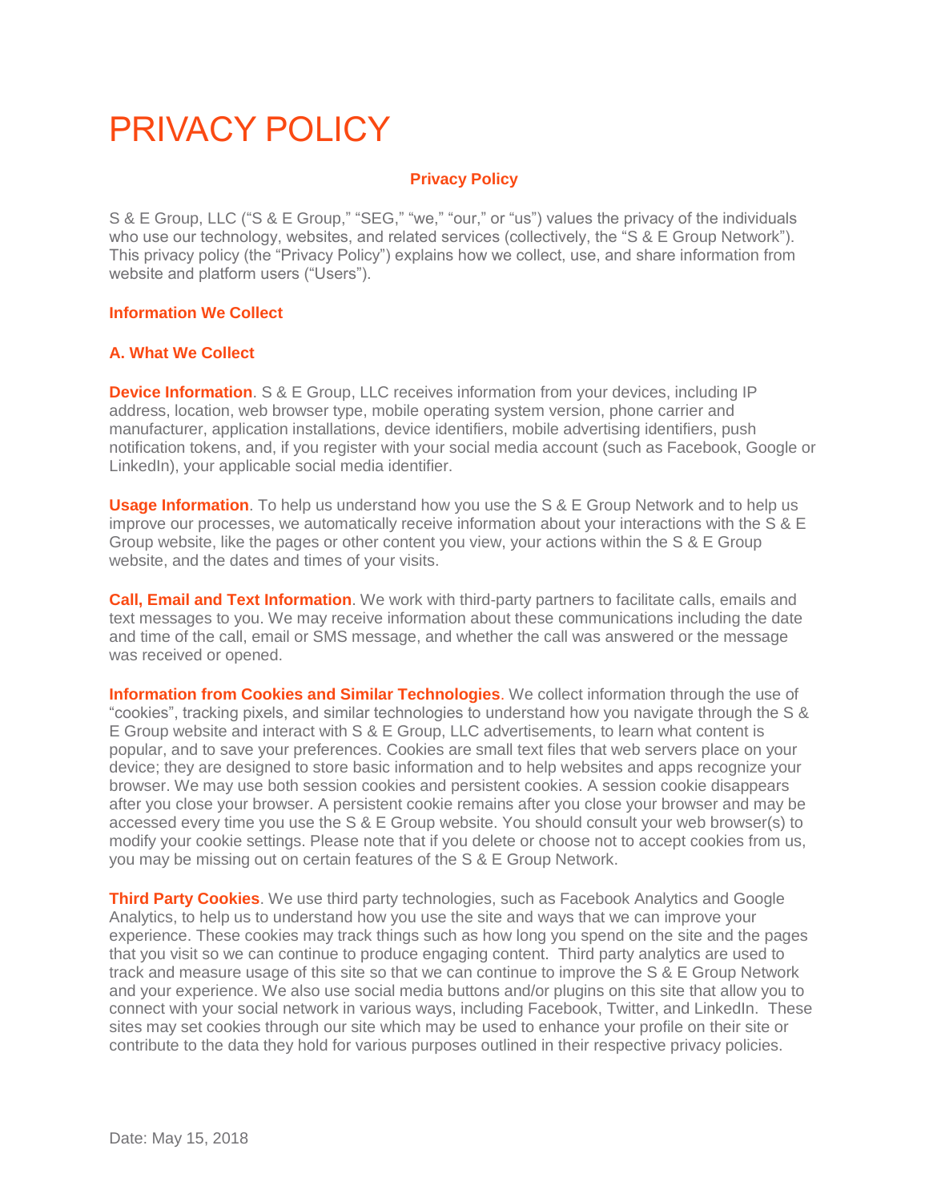# PRIVACY POLICY

**Privacy Policy**

S & E Group, LLC ("S & E Group," "SEG," "we," "our," or "us") values the privacy of the individuals who use our technology, websites, and related services (collectively, the "S & E Group Network"). This privacy policy (the "Privacy Policy") explains how we collect, use, and share information from website and platform users ("Users").

## Information We Collect

### A. What We Collect

**Device Information**. S & E Group, LLC receives information from your devices, including IP address, location, web browser type, mobile operating system version, phone carrier and manufacturer, application installations, device identifiers, mobile advertising identifiers, push notification tokens, and, if you register with your social media account (such as Facebook, Google or LinkedIn), your applicable social media identifier.

**Usage Information**. To help us understand how you use the S & E Group Network and to help us improve our processes, we automatically receive information about your interactions with the S & E Group website, like the pages or other content you view, your actions within the S & E Group website, and the dates and times of your visits.

**Call, Email and Text Information**. We work with third-party partners to facilitate calls, emails and text messages to you. We may receive information about these communications including the date and time of the call, email or SMS message, and whether the call was answered or the message was received or opened.

**Information from Cookies and Similar Technologies**. We collect information through the use of "cookies", tracking pixels, and similar technologies to understand how you navigate through the S & E Group website and interact with S & E Group, LLC advertisements, to learn what content is popular, and to save your preferences. Cookies are small text files that web servers place on your device; they are designed to store basic information and to help websites and apps recognize your browser. We may use both session cookies and persistent cookies. A session cookie disappears after you close your browser. A persistent cookie remains after you close your browser and may be accessed every time you use the S & E Group website. You should consult your web browser(s) to modify your cookie settings. Please note that if you delete or choose not to accept cookies from us, you may be missing out on certain features of the S & E Group Network.

**Third Party Cookies**. We use third party technologies, such as Facebook Analytics and Google Analytics, to help us to understand how you use the site and ways that we can improve your experience. These cookies may track things such as how long you spend on the site and the pages that you visit so we can continue to produce engaging content. Third party analytics are used to track and measure usage of this site so that we can continue to improve the S & E Group Network and your experience. We also use social media buttons and/or plugins on this site that allow you to connect with your social network in various ways, including Facebook, Twitter, and LinkedIn. These sites may set cookies through our site which may be used to enhance your profile on their site or contribute to the data they hold for various purposes outlined in their respective privacy policies.

Date: May 15, 2018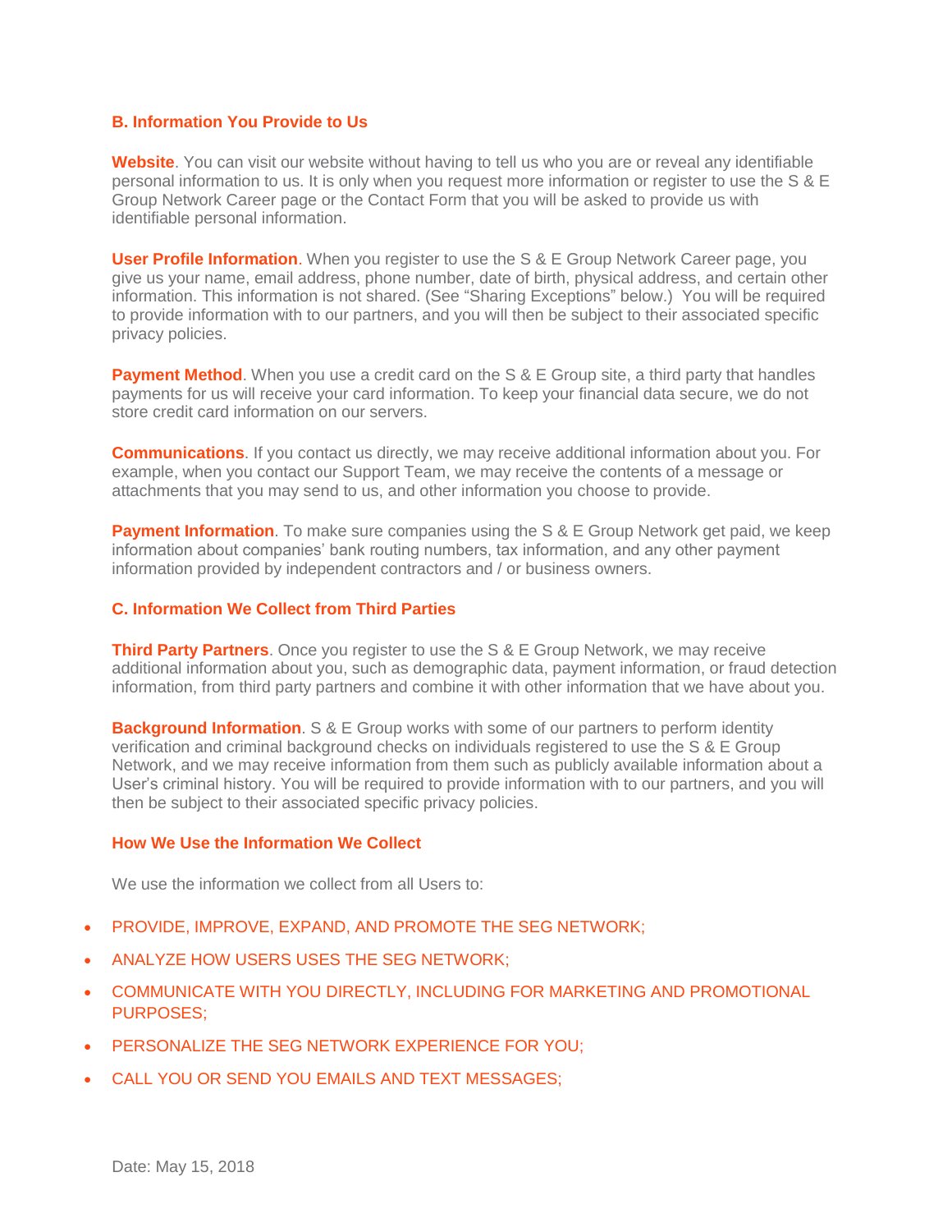### B. Information You Provide to Us

**Website**. You can visit our website without having to tell us who you are or reveal any identifiable personal information to us. It is only when you request more information or register to use the S & E Group Network Career page or the Contact Form that you will be asked to provide us with identifiable personal information.

**User Profile Information**. When you register to use the S & E Group Network Career page, you give us your name, email address, phone number, date of birth, physical address, and certain other information. This information is not shared. (See "Sharing Exceptions" below.) You will be required to provide information with to our partners, and you will then be subject to their associated specific privacy policies.

**Payment Method**. When you use a credit card on the S & E Group site, a third party that handles payments for us will receive your card information. To keep your financial data secure, we do not store credit card information on our servers.

**Communications**. If you contact us directly, we may receive additional information about you. For example, when you contact our Support Team, we may receive the contents of a message or attachments that you may send to us, and other information you choose to provide.

**Payment Information**. To make sure companies using the S & E Group Network get paid, we keep information about companies' bank routing numbers, tax information, and any other payment information provided by independent contractors and / or business owners.

### C. Information We Collect from Third Parties

**Third Party Partners**. Once you register to use the S & E Group Network, we may receive additional information about you, such as demographic data, payment information, or fraud detection information, from third party partners and combine it with other information that we have about you.

**Background Information**. S & E Group works with some of our partners to perform identity verification and criminal background checks on individuals registered to use the S & E Group Network, and we may receive information from them such as publicly available information about a User's criminal history. You will be required to provide information with to our partners, and you will then be subject to their associated specific privacy policies.

### How We Use the Information We Collect

We use the information we collect from all Users to:

- PROVIDE, IMPROVE, EXPAND, AND PROMOTE THE SEG NETWORK;
- ANALYZE HOW USERS USES THE SEG NETWORK;
- COMMUNICATE WITH YOU DIRECTLY, INCLUDING FOR MARKETING AND PROMOTIONAL PURPOSES;
- PERSONALIZE THE SEG NETWORK EXPERIENCE FOR YOU;
- CALL YOU OR SEND YOU EMAILS AND TEXT MESSAGES;

Date: May 15, 2018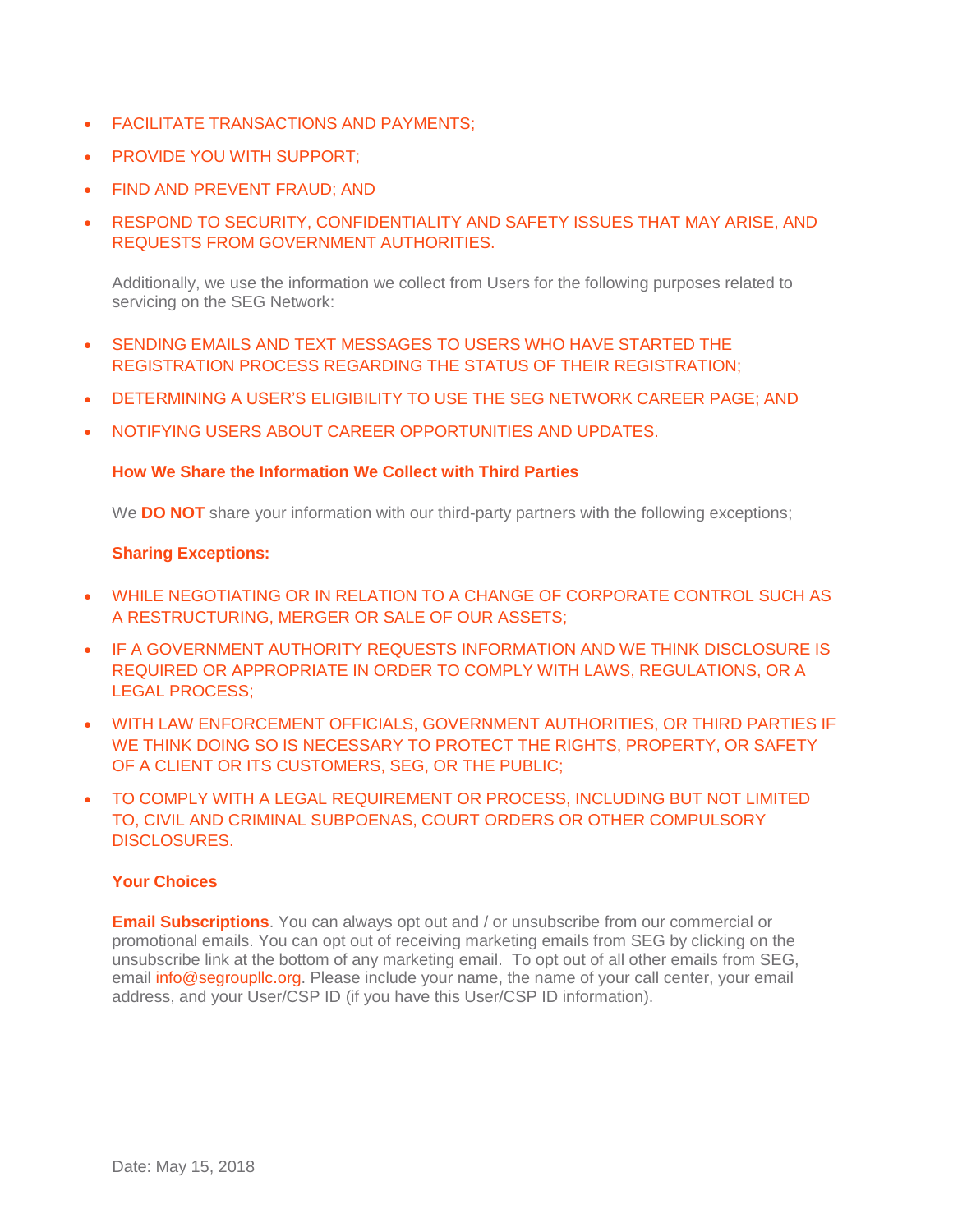- FACILITATE TRANSACTIONS AND PAYMENTS;
- PROVIDE YOU WITH SUPPORT;
- FIND AND PREVENT FRAUD; AND
- RESPOND TO SECURITY, CONFIDENTIALITY AND SAFETY ISSUES THAT MAY ARISE, AND REQUESTS FROM GOVERNMENT AUTHORITIES.

Additionally, we use the information we collect from Users for the following purposes related to servicing on the SEG Network:

- SENDING EMAILS AND TEXT MESSAGES TO USERS WHO HAVE STARTED THE REGISTRATION PROCESS REGARDING THE STATUS OF THEIR REGISTRATION;
- DETERMINING A USER'S ELIGIBILITY TO USE THE SEG NETWORK CAREER PAGE; AND
- NOTIFYING USERS ABOUT CAREER OPPORTUNITIES AND UPDATES.

**How We Share the Information We Collect with Third Parties**

We **DO NOT** share your information with our third-party partners with the following exceptions;

**Sharing Exceptions:**

- WHILE NEGOTIATING OR IN RELATION TO A CHANGE OF CORPORATE CONTROL SUCH AS A RESTRUCTURING, MERGER OR SALE OF OUR ASSETS;
- IF A GOVERNMENT AUTHORITY REQUESTS INFORMATION AND WE THINK DISCLOSURE IS REQUIRED OR APPROPRIATE IN ORDER TO COMPLY WITH LAWS, REGULATIONS, OR A LEGAL PROCESS;
- WITH LAW ENFORCEMENT OFFICIALS, GOVERNMENT AUTHORITIES, OR THIRD PARTIES IF WE THINK DOING SO IS NECESSARY TO PROTECT THE RIGHTS, PROPERTY, OR SAFETY OF A CLIENT OR ITS CUSTOMERS, SEG, OR THE PUBLIC;
- TO COMPLY WITH A LEGAL REQUIREMENT OR PROCESS, INCLUDING BUT NOT LIMITED TO, CIVIL AND CRIMINAL SUBPOENAS, COURT ORDERS OR OTHER COMPULSORY DISCLOSURES.

**Your Choices**

**Email Subscriptions**. You can always opt out and / or unsubscribe from our commercial or promotional emails. You can opt out of receiving marketing emails from SEG by clicking on the unsubscribe link at the bottom of any marketing email. To opt out of all other emails from SEG, email info@segroupllc.org. Please include your name, the name of your call center, your email address, and your User/CSP ID (if you have this User/CSP ID information).

Date: May 15, 2018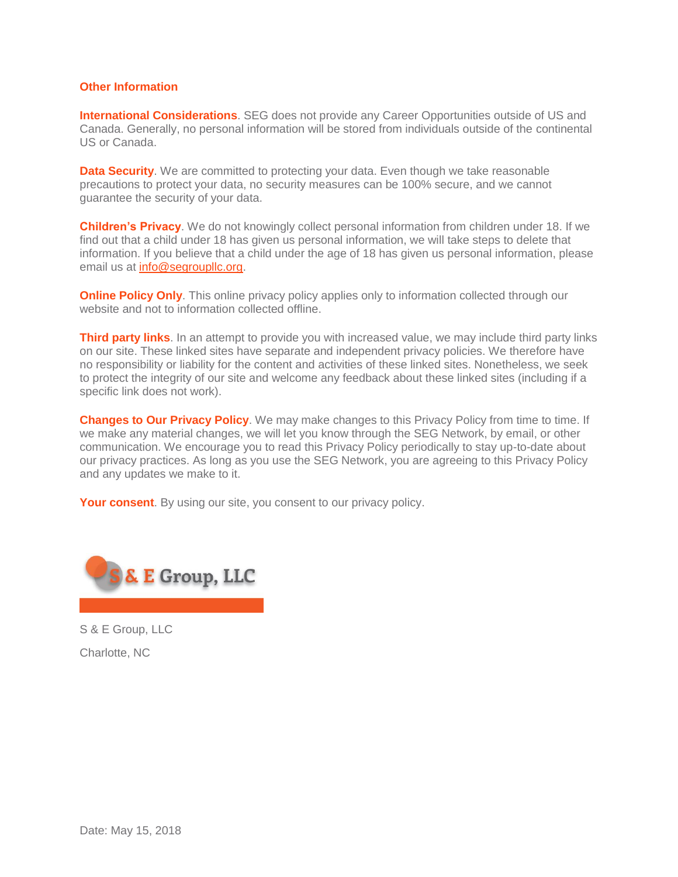## Other Information

**International Considerations**. SEG does not provide any Career Opportunities outside of US and Canada. Generally, no personal information will be stored from individuals outside of the continental US or Canada.

**Data Security**. We are committed to protecting your data. Even though we take reasonable precautions to protect your data, no security measures can be 100% secure, and we cannot guarantee the security of your data.

**Children's Privacy**. We do not knowingly collect personal information from children under 18. If we find out that a child under 18 has given us personal information, we will take steps to delete that information. If you believe that a child under the age of 18 has given us personal information, please email us at info@segroupllc.org.

**Online Policy Only**. This online privacy policy applies only to information collected through our website and not to information collected offline.

**Third party links**. In an attempt to provide you with increased value, we may include third party links on our site. These linked sites have separate and independent privacy policies. We therefore have no responsibility or liability for the content and activities of these linked sites. Nonetheless, we seek to protect the integrity of our site and welcome any feedback about these linked sites (including if a specific link does not work).

**Changes to Our Privacy Policy**. We may make changes to this Privacy Policy from time to time. If we make any material changes, we will let you know through the SEG Network, by email, or other communication. We encourage you to read this Privacy Policy periodically to stay up-to-date about our privacy practices. As long as you use the SEG Network, you are agreeing to this Privacy Policy and any updates we make to it.

**Your consent**. By using our site, you consent to our privacy policy.

S & E Group, LLC

S & E Group, LLC

Charlotte, NC

Date: May 15, 2018